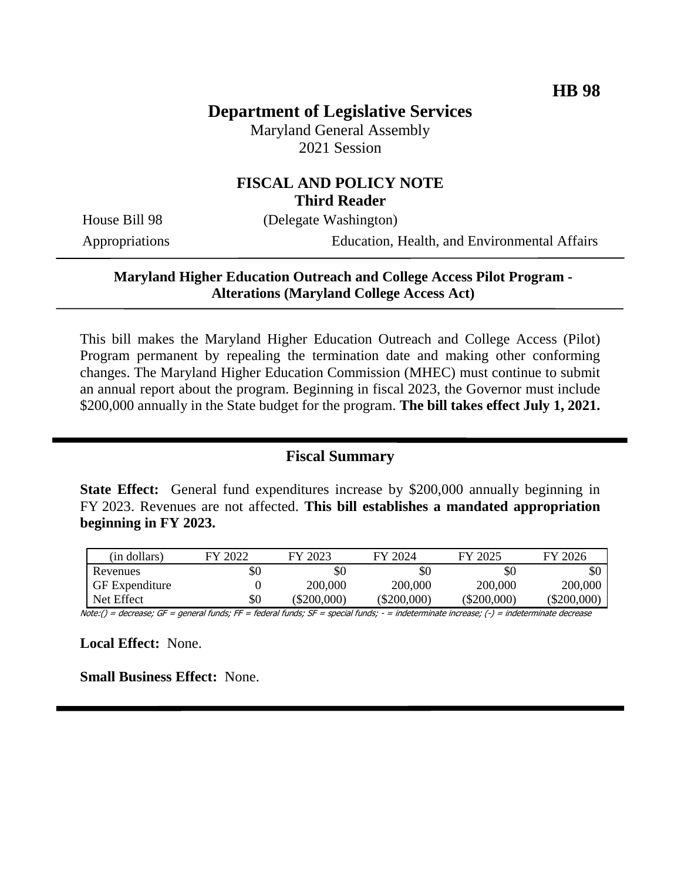HB 98

# Department of Legislative Services

Maryland General Assembly
2021 Session

## FISCAL AND POLICY NOTE
### Third Reader

House Bill 98 (Delegate Washington)

Appropriations — Education, Health, and Environmental Affairs

**Maryland Higher Education Outreach and College Access Pilot Program - Alterations (Maryland College Access Act)**

This bill makes the Maryland Higher Education Outreach and College Access (Pilot) Program permanent by repealing the termination date and making other conforming changes. The Maryland Higher Education Commission (MHEC) must continue to submit an annual report about the program. Beginning in fiscal 2023, the Governor must include $200,000 annually in the State budget for the program. **The bill takes effect July 1, 2021.**

## Fiscal Summary

**State Effect:** General fund expenditures increase by $200,000 annually beginning in FY 2023. Revenues are not affected. **This bill establishes a mandated appropriation beginning in FY 2023.**

| (in dollars) | FY 2022 | FY 2023 | FY 2024 | FY 2025 | FY 2026 |
|---|---|---|---|---|---|
| Revenues | $0 | $0 | $0 | $0 | $0 |
| GF Expenditure | 0 | 200,000 | 200,000 | 200,000 | 200,000 |
| Net Effect | $0 | ($200,000) | ($200,000) | ($200,000) | ($200,000) |

*Note:() = decrease; GF = general funds; FF = federal funds; SF = special funds; - = indeterminate increase; (-) = indeterminate decrease*

**Local Effect:** None.

**Small Business Effect:** None.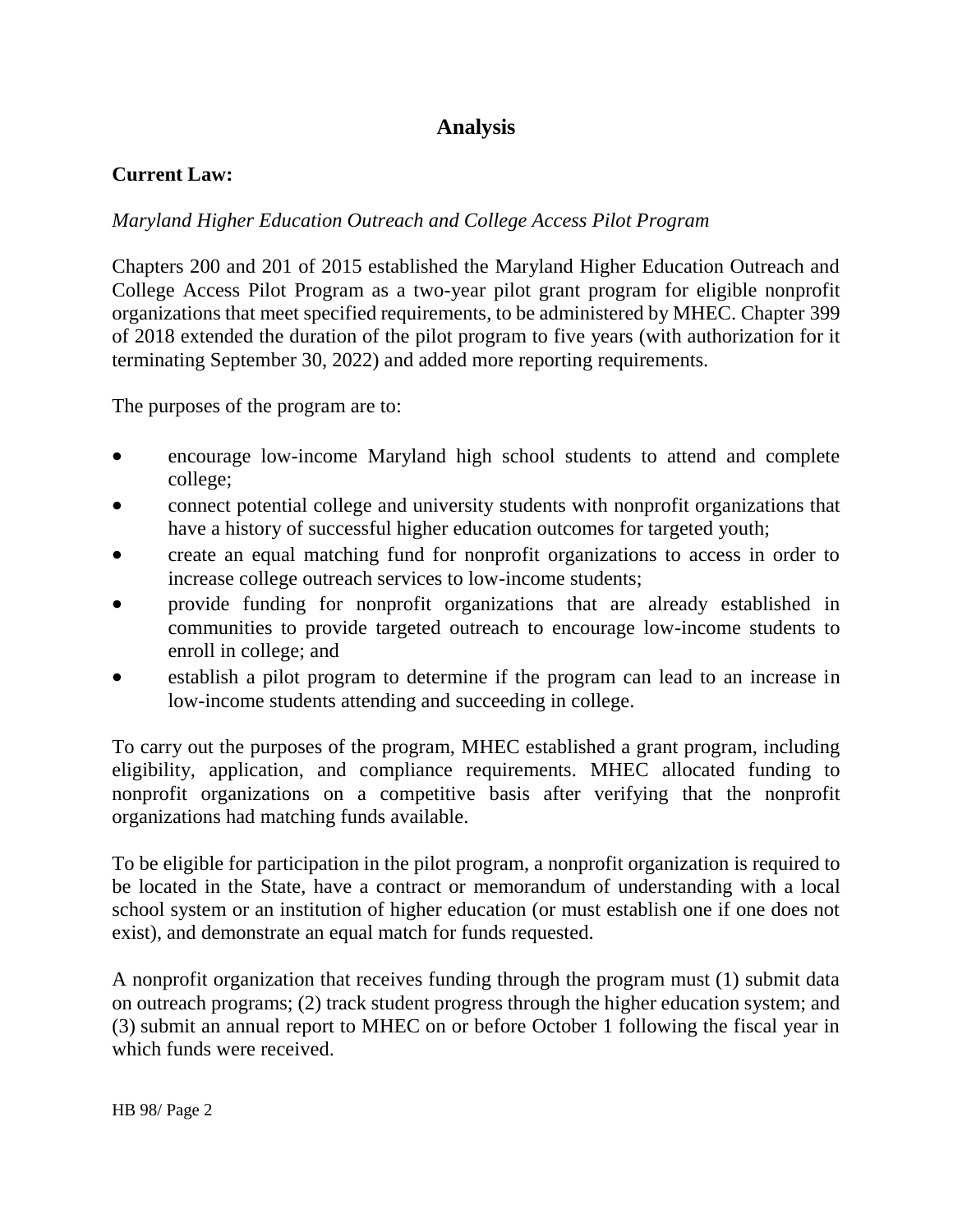# Analysis

**Current Law:**

*Maryland Higher Education Outreach and College Access Pilot Program*

Chapters 200 and 201 of 2015 established the Maryland Higher Education Outreach and College Access Pilot Program as a two-year pilot grant program for eligible nonprofit organizations that meet specified requirements, to be administered by MHEC. Chapter 399 of 2018 extended the duration of the pilot program to five years (with authorization for it terminating September 30, 2022) and added more reporting requirements.

The purposes of the program are to:

- encourage low-income Maryland high school students to attend and complete college;
- connect potential college and university students with nonprofit organizations that have a history of successful higher education outcomes for targeted youth;
- create an equal matching fund for nonprofit organizations to access in order to increase college outreach services to low-income students;
- provide funding for nonprofit organizations that are already established in communities to provide targeted outreach to encourage low-income students to enroll in college; and
- establish a pilot program to determine if the program can lead to an increase in low-income students attending and succeeding in college.

To carry out the purposes of the program, MHEC established a grant program, including eligibility, application, and compliance requirements. MHEC allocated funding to nonprofit organizations on a competitive basis after verifying that the nonprofit organizations had matching funds available.

To be eligible for participation in the pilot program, a nonprofit organization is required to be located in the State, have a contract or memorandum of understanding with a local school system or an institution of higher education (or must establish one if one does not exist), and demonstrate an equal match for funds requested.

A nonprofit organization that receives funding through the program must (1) submit data on outreach programs; (2) track student progress through the higher education system; and (3) submit an annual report to MHEC on or before October 1 following the fiscal year in which funds were received.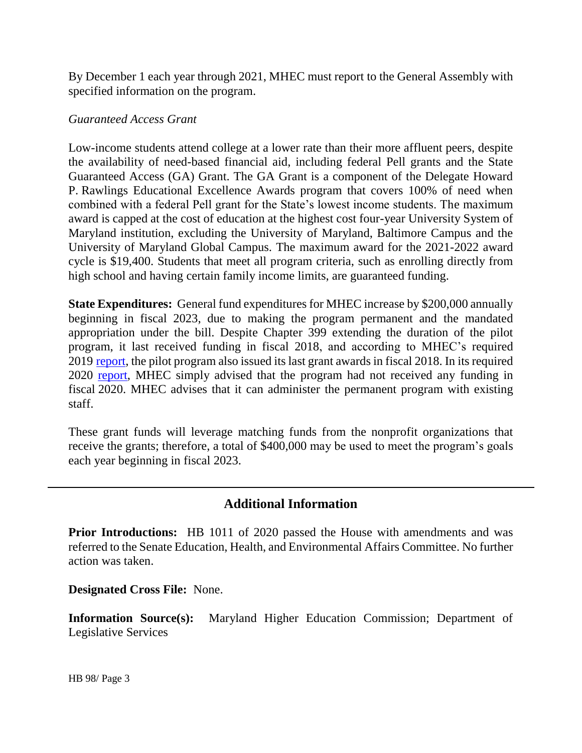By December 1 each year through 2021, MHEC must report to the General Assembly with specified information on the program.

*Guaranteed Access Grant*

Low-income students attend college at a lower rate than their more affluent peers, despite the availability of need-based financial aid, including federal Pell grants and the State Guaranteed Access (GA) Grant. The GA Grant is a component of the Delegate Howard P. Rawlings Educational Excellence Awards program that covers 100% of need when combined with a federal Pell grant for the State's lowest income students. The maximum award is capped at the cost of education at the highest cost four-year University System of Maryland institution, excluding the University of Maryland, Baltimore Campus and the University of Maryland Global Campus. The maximum award for the 2021-2022 award cycle is $19,400. Students that meet all program criteria, such as enrolling directly from high school and having certain family income limits, are guaranteed funding.

**State Expenditures:** General fund expenditures for MHEC increase by $200,000 annually beginning in fiscal 2023, due to making the program permanent and the mandated appropriation under the bill. Despite Chapter 399 extending the duration of the pilot program, it last received funding in fiscal 2018, and according to MHEC's required 2019 report, the pilot program also issued its last grant awards in fiscal 2018. In its required 2020 report, MHEC simply advised that the program had not received any funding in fiscal 2020. MHEC advises that it can administer the permanent program with existing staff.

These grant funds will leverage matching funds from the nonprofit organizations that receive the grants; therefore, a total of $400,000 may be used to meet the program's goals each year beginning in fiscal 2023.

---

## Additional Information

**Prior Introductions:** HB 1011 of 2020 passed the House with amendments and was referred to the Senate Education, Health, and Environmental Affairs Committee. No further action was taken.

**Designated Cross File:** None.

**Information Source(s):** Maryland Higher Education Commission; Department of Legislative Services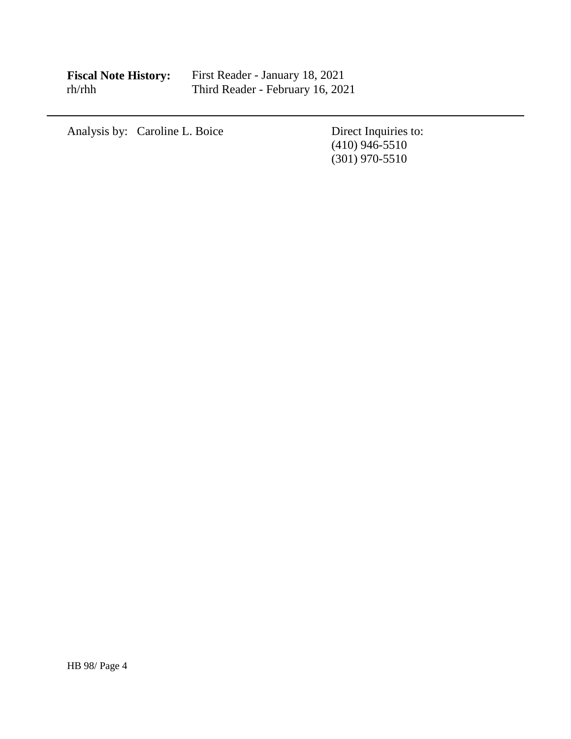**Fiscal Note History:** First Reader - January 18, 2021
rh/rhh Third Reader - February 16, 2021

---

Analysis by: Caroline L. Boice

Direct Inquiries to:
(410) 946-5510
(301) 970-5510